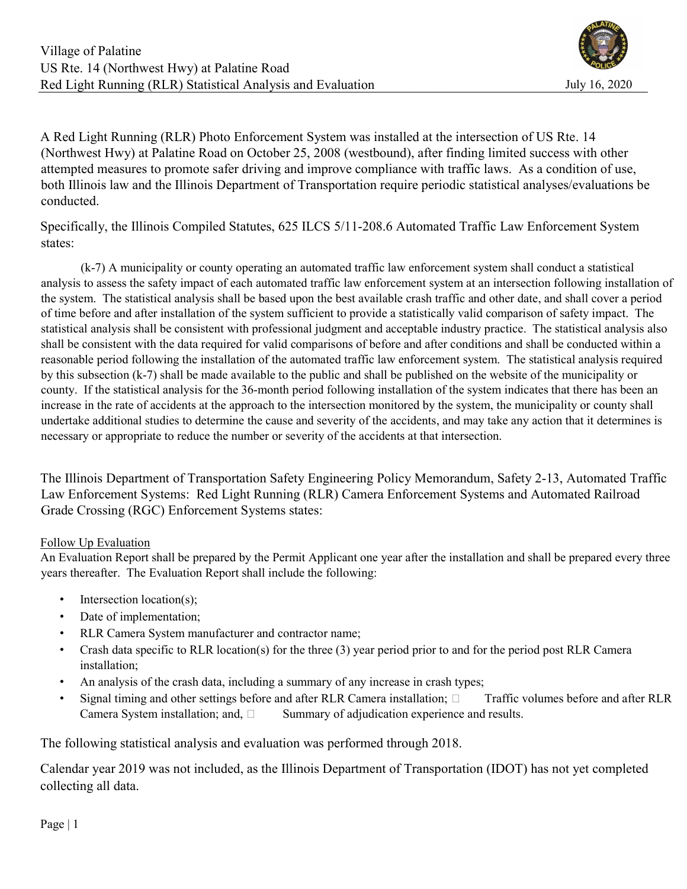Village of Palatine
US Rte. 14 (Northwest Hwy) at Palatine Road
Red Light Running (RLR) Statistical Analysis and Evaluation July 16, 2020

A Red Light Running (RLR) Photo Enforcement System was installed at the intersection of US Rte. 14 (Northwest Hwy) at Palatine Road on October 25, 2008 (westbound), after finding limited success with other attempted measures to promote safer driving and improve compliance with traffic laws. As a condition of use, both Illinois law and the Illinois Department of Transportation require periodic statistical analyses/evaluations be conducted.

Specifically, the Illinois Compiled Statutes, 625 ILCS 5/11-208.6 Automated Traffic Law Enforcement System states:

> (k-7) A municipality or county operating an automated traffic law enforcement system shall conduct a statistical analysis to assess the safety impact of each automated traffic law enforcement system at an intersection following installation of the system. The statistical analysis shall be based upon the best available crash traffic and other date, and shall cover a period of time before and after installation of the system sufficient to provide a statistically valid comparison of safety impact. The statistical analysis shall be consistent with professional judgment and acceptable industry practice. The statistical analysis also shall be consistent with the data required for valid comparisons of before and after conditions and shall be conducted within a reasonable period following the installation of the automated traffic law enforcement system. The statistical analysis required by this subsection (k-7) shall be made available to the public and shall be published on the website of the municipality or county. If the statistical analysis for the 36-month period following installation of the system indicates that there has been an increase in the rate of accidents at the approach to the intersection monitored by the system, the municipality or county shall undertake additional studies to determine the cause and severity of the accidents, and may take any action that it determines is necessary or appropriate to reduce the number or severity of the accidents at that intersection.

The Illinois Department of Transportation Safety Engineering Policy Memorandum, Safety 2-13, Automated Traffic Law Enforcement Systems: Red Light Running (RLR) Camera Enforcement Systems and Automated Railroad Grade Crossing (RGC) Enforcement Systems states:

Follow Up Evaluation

An Evaluation Report shall be prepared by the Permit Applicant one year after the installation and shall be prepared every three years thereafter. The Evaluation Report shall include the following:

- Intersection location(s);
- Date of implementation;
- RLR Camera System manufacturer and contractor name;
- Crash data specific to RLR location(s) for the three (3) year period prior to and for the period post RLR Camera installation;
- An analysis of the crash data, including a summary of any increase in crash types;
- Signal timing and other settings before and after RLR Camera installation;
- Traffic volumes before and after RLR Camera System installation; and,
- Summary of adjudication experience and results.

The following statistical analysis and evaluation was performed through 2018.

Calendar year 2019 was not included, as the Illinois Department of Transportation (IDOT) has not yet completed collecting all data.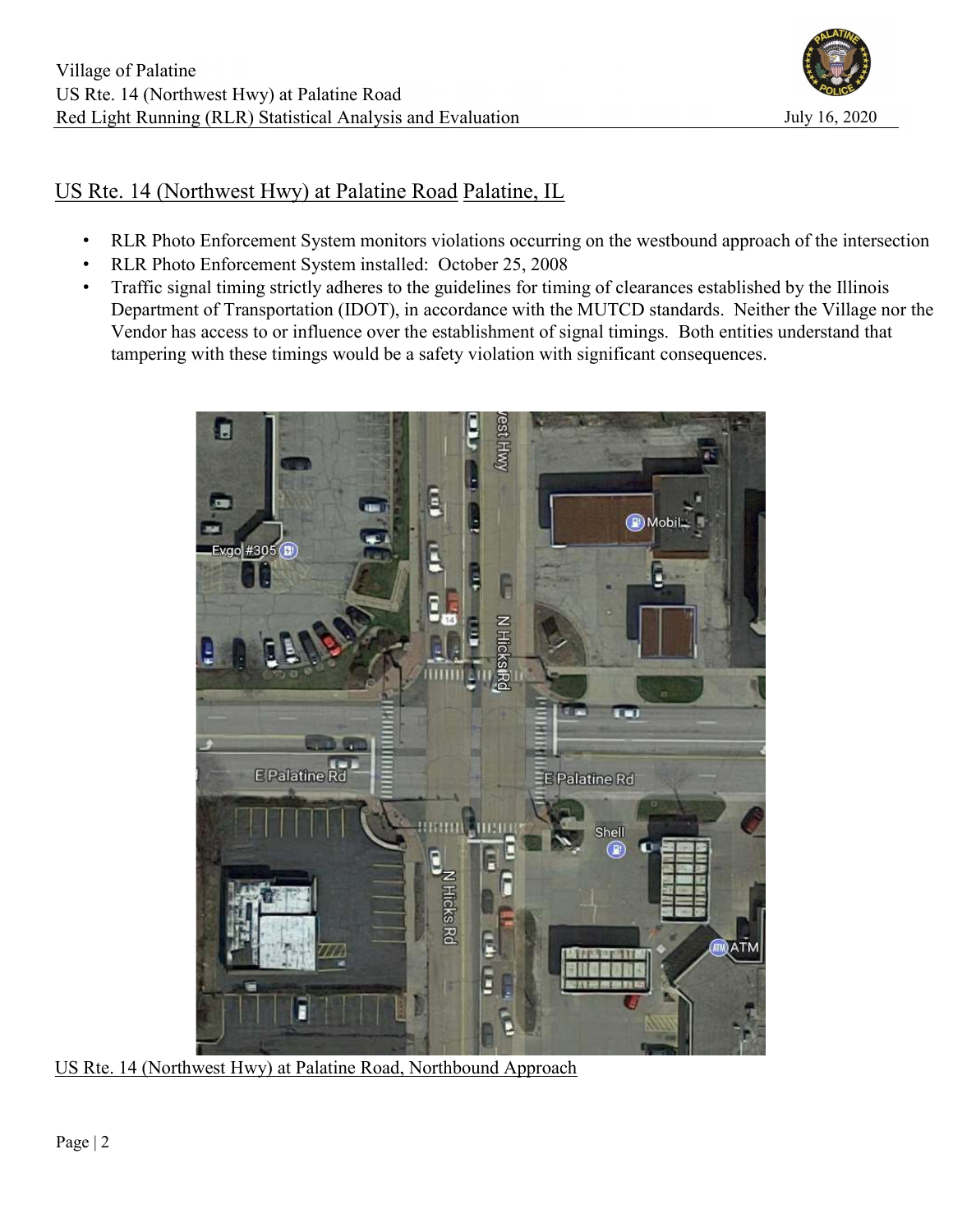## US Rte. 14 (Northwest Hwy) at Palatine Road Palatine, IL

- RLR Photo Enforcement System monitors violations occurring on the westbound approach of the intersection
- RLR Photo Enforcement System installed: October 25, 2008
- Traffic signal timing strictly adheres to the guidelines for timing of clearances established by the Illinois Department of Transportation (IDOT), in accordance with the MUTCD standards. Neither the Village nor the Vendor has access to or influence over the establishment of signal timings. Both entities understand that tampering with these timings would be a safety violation with significant consequences.

US Rte. 14 (Northwest Hwy) at Palatine Road, Northbound Approach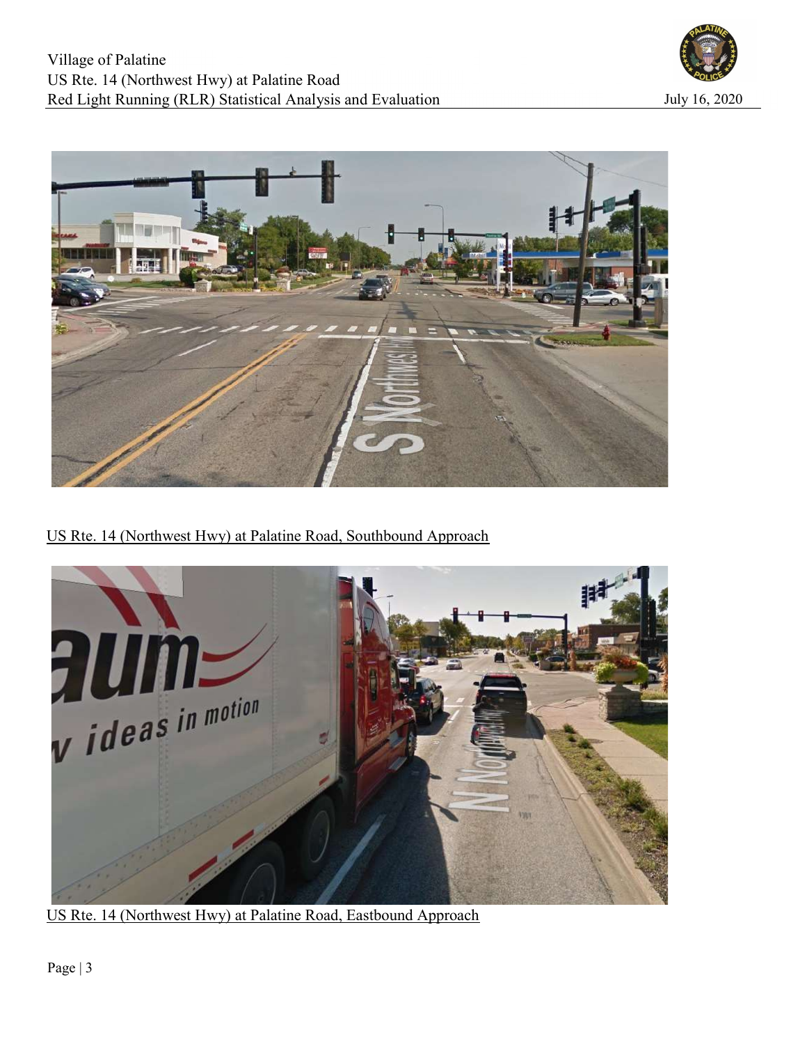US Rte. 14 (Northwest Hwy) at Palatine Road, Southbound Approach

US Rte. 14 (Northwest Hwy) at Palatine Road, Eastbound Approach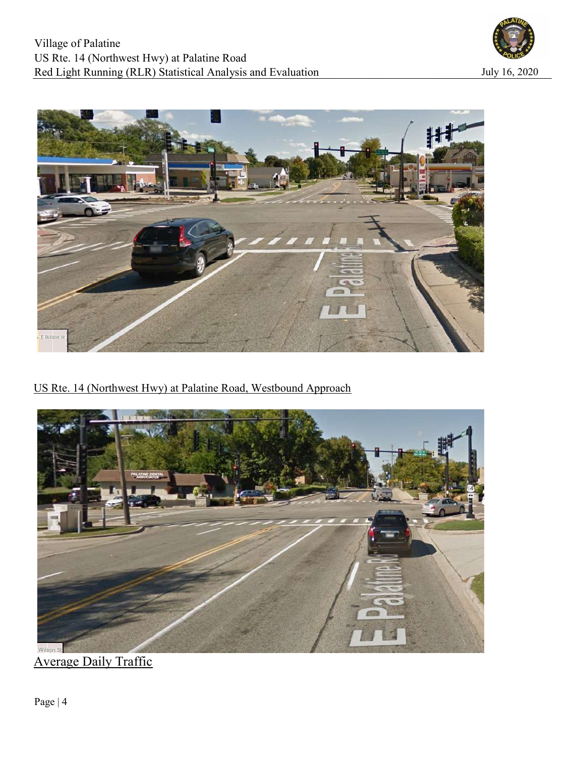US Rte. 14 (Northwest Hwy) at Palatine Road, Westbound Approach

Average Daily Traffic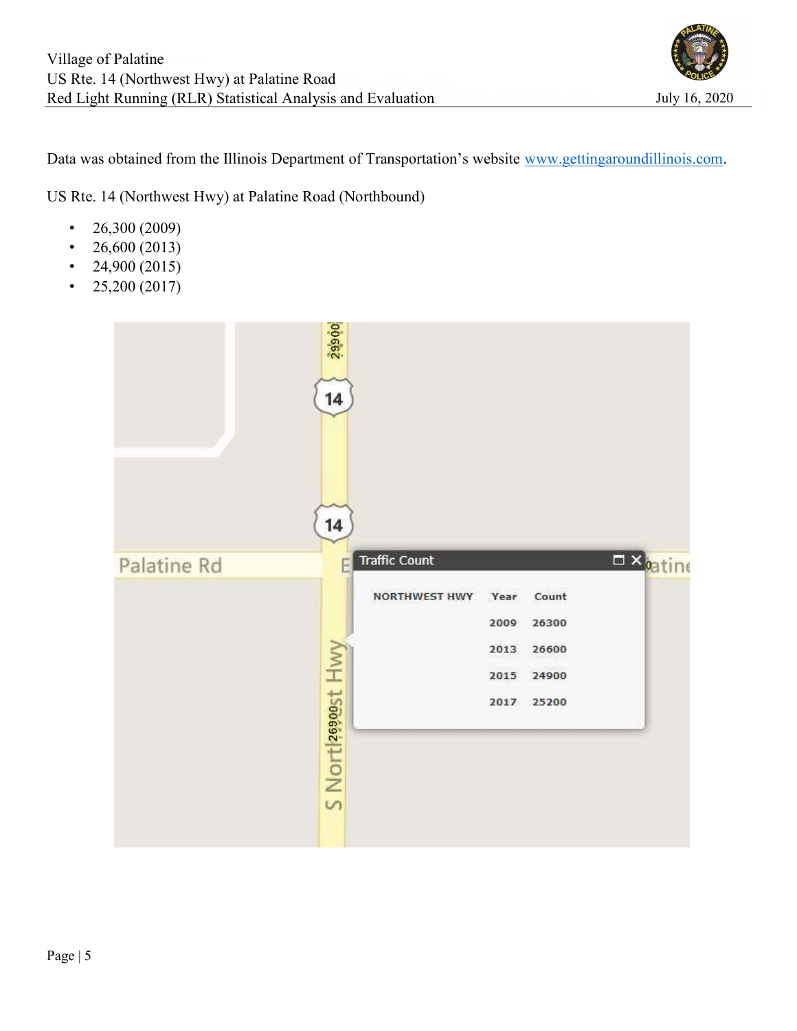Data was obtained from the Illinois Department of Transportation's website www.gettingaroundillinois.com.

US Rte. 14 (Northwest Hwy) at Palatine Road (Northbound)

- 26,300 (2009)
- 26,600 (2013)
- 24,900 (2015)
- 25,200 (2017)

| NORTHWEST HWY | Year | Count |
|---|---|---|
| | 2009 | 26300 |
| | 2013 | 26600 |
| | 2015 | 24900 |
| | 2017 | 25200 |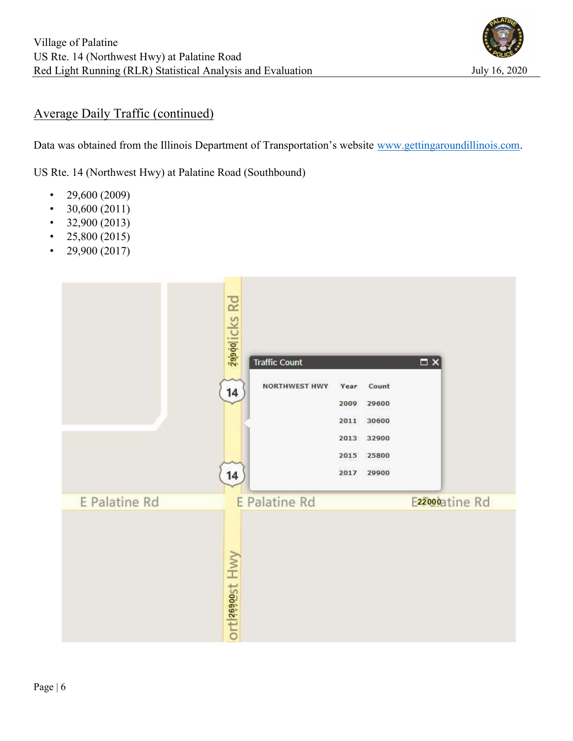## Average Daily Traffic (continued)

Data was obtained from the Illinois Department of Transportation's website www.gettingaroundillinois.com.

US Rte. 14 (Northwest Hwy) at Palatine Road (Southbound)

- 29,600 (2009)
- 30,600 (2011)
- 32,900 (2013)
- 25,800 (2015)
- 29,900 (2017)

Traffic Count

| NORTHWEST HWY | Year | Count |
|---|---|---|
| | 2009 | 29600 |
| | 2011 | 30600 |
| | 2013 | 32900 |
| | 2015 | 25800 |
| | 2017 | 29900 |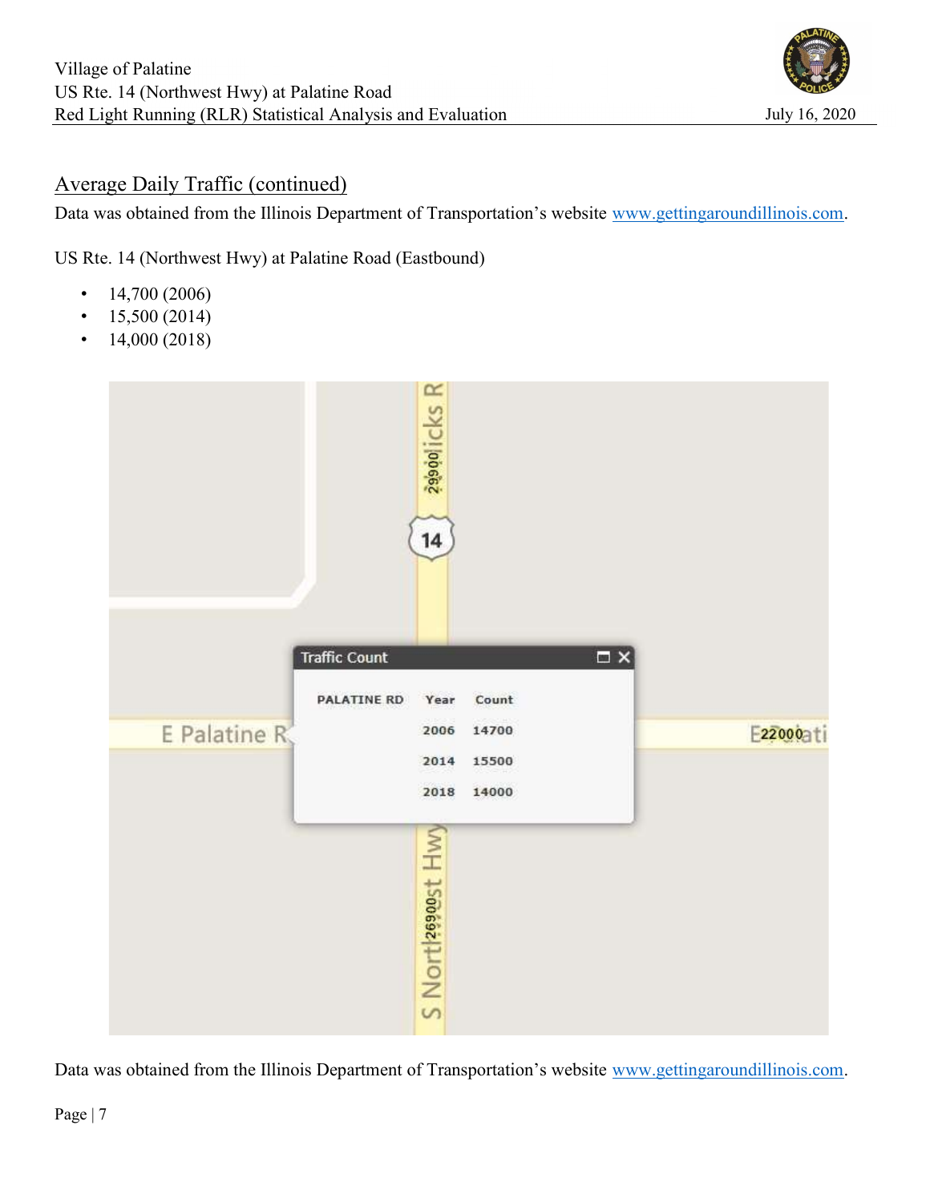## Average Daily Traffic (continued)

Data was obtained from the Illinois Department of Transportation's website www.gettingaroundillinois.com.

US Rte. 14 (Northwest Hwy) at Palatine Road (Eastbound)

- 14,700 (2006)
- 15,500 (2014)
- 14,000 (2018)

Data was obtained from the Illinois Department of Transportation's website www.gettingaroundillinois.com.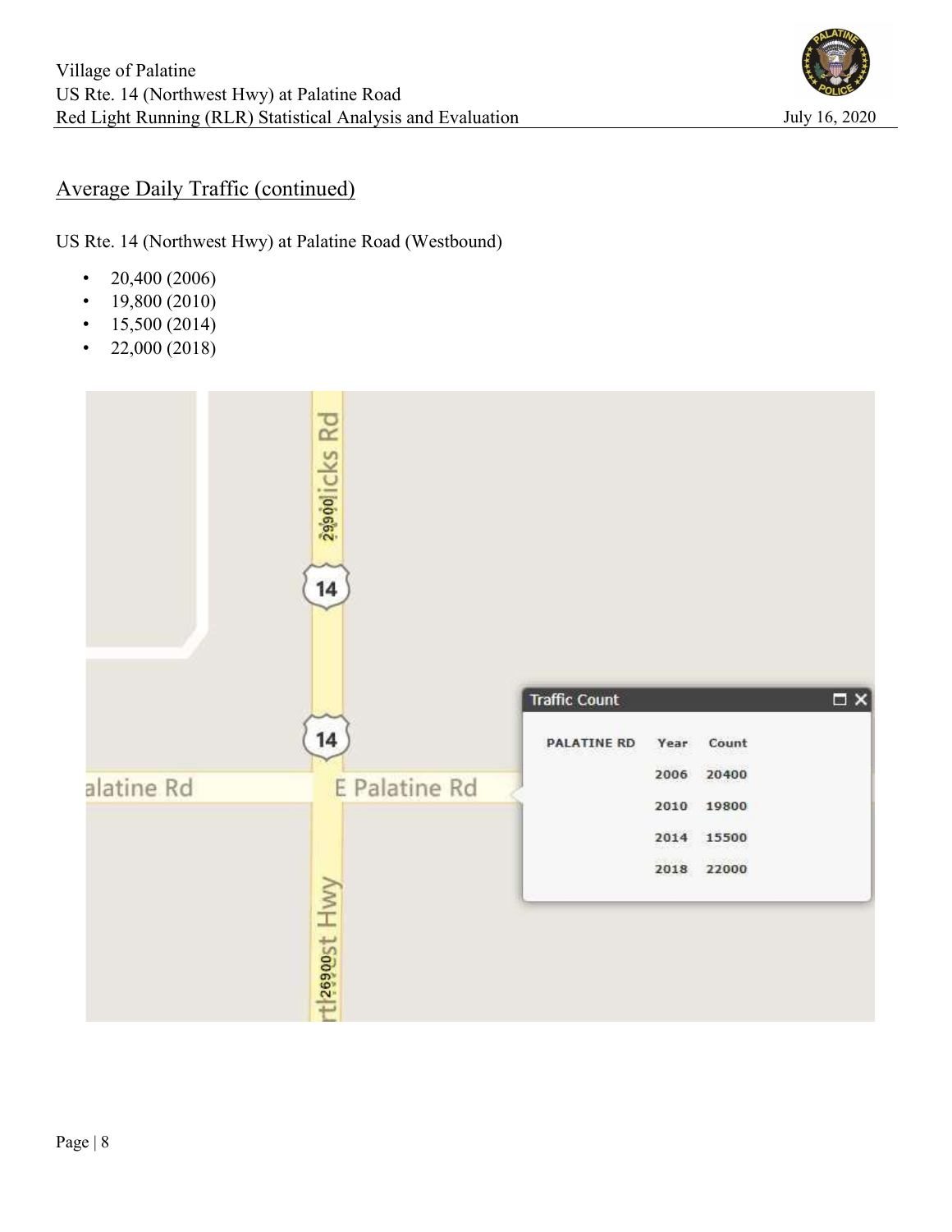## Average Daily Traffic (continued)

US Rte. 14 (Northwest Hwy) at Palatine Road (Westbound)

- 20,400 (2006)
- 19,800 (2010)
- 15,500 (2014)
- 22,000 (2018)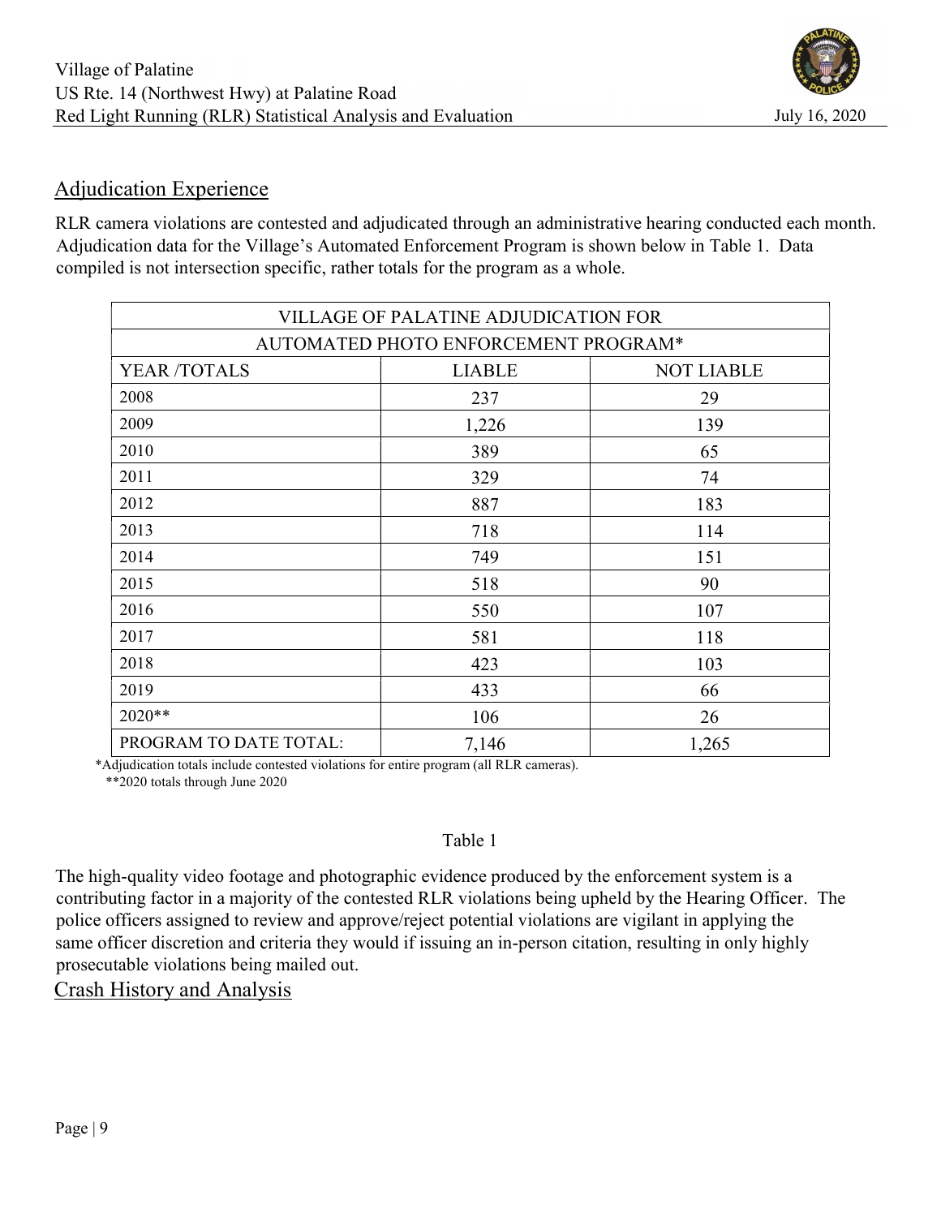## Adjudication Experience

RLR camera violations are contested and adjudicated through an administrative hearing conducted each month. Adjudication data for the Village's Automated Enforcement Program is shown below in Table 1. Data compiled is not intersection specific, rather totals for the program as a whole.

| VILLAGE OF PALATINE ADJUDICATION FOR AUTOMATED PHOTO ENFORCEMENT PROGRAM* | | |
|---|---|---|
| YEAR /TOTALS | LIABLE | NOT LIABLE |
| 2008 | 237 | 29 |
| 2009 | 1,226 | 139 |
| 2010 | 389 | 65 |
| 2011 | 329 | 74 |
| 2012 | 887 | 183 |
| 2013 | 718 | 114 |
| 2014 | 749 | 151 |
| 2015 | 518 | 90 |
| 2016 | 550 | 107 |
| 2017 | 581 | 118 |
| 2018 | 423 | 103 |
| 2019 | 433 | 66 |
| 2020** | 106 | 26 |
| PROGRAM TO DATE TOTAL: | 7,146 | 1,265 |

*Adjudication totals include contested violations for entire program (all RLR cameras).
**2020 totals through June 2020

Table 1

The high-quality video footage and photographic evidence produced by the enforcement system is a contributing factor in a majority of the contested RLR violations being upheld by the Hearing Officer. The police officers assigned to review and approve/reject potential violations are vigilant in applying the same officer discretion and criteria they would if issuing an in-person citation, resulting in only highly prosecutable violations being mailed out.

## Crash History and Analysis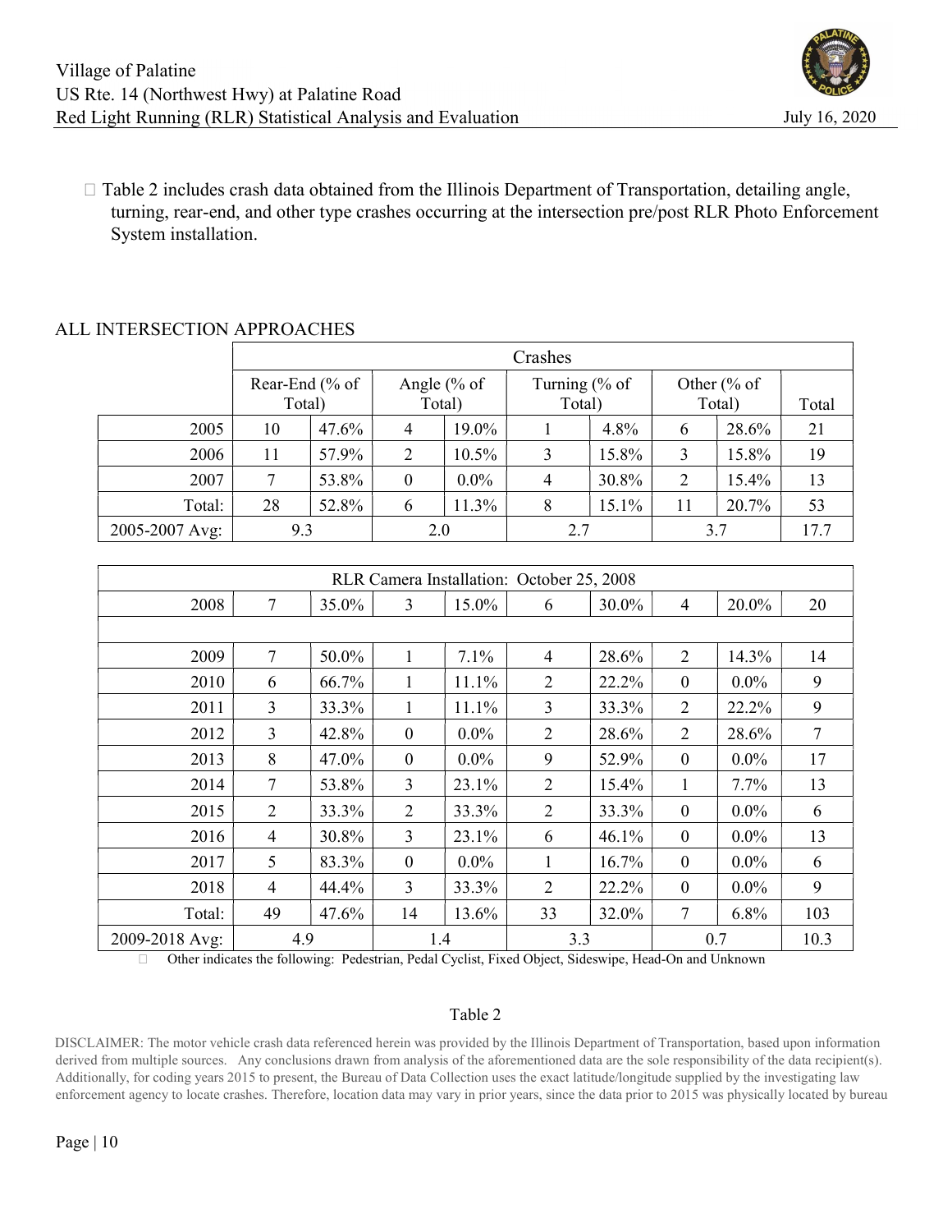- Table 2 includes crash data obtained from the Illinois Department of Transportation, detailing angle, turning, rear-end, and other type crashes occurring at the intersection pre/post RLR Photo Enforcement System installation.

## ALL INTERSECTION APPROACHES

| | Crashes | | | | | | | | |
|---|---|---|---|---|---|---|---|---|---|
| | Rear-End (% of Total) | | Angle (% of Total) | | Turning (% of Total) | | Other (% of Total) | | Total |
| 2005 | 10 | 47.6% | 4 | 19.0% | 1 | 4.8% | 6 | 28.6% | 21 |
| 2006 | 11 | 57.9% | 2 | 10.5% | 3 | 15.8% | 3 | 15.8% | 19 |
| 2007 | 7 | 53.8% | 0 | 0.0% | 4 | 30.8% | 2 | 15.4% | 13 |
| Total: | 28 | 52.8% | 6 | 11.3% | 8 | 15.1% | 11 | 20.7% | 53 |
| 2005-2007 Avg: | 9.3 | | 2.0 | | 2.7 | | 3.7 | | 17.7 |

| RLR Camera Installation: October 25, 2008 | | | | | | | | | |
|---|---|---|---|---|---|---|---|---|---|
| 2008 | 7 | 35.0% | 3 | 15.0% | 6 | 30.0% | 4 | 20.0% | 20 |
| | | | | | | | | | |
| 2009 | 7 | 50.0% | 1 | 7.1% | 4 | 28.6% | 2 | 14.3% | 14 |
| 2010 | 6 | 66.7% | 1 | 11.1% | 2 | 22.2% | 0 | 0.0% | 9 |
| 2011 | 3 | 33.3% | 1 | 11.1% | 3 | 33.3% | 2 | 22.2% | 9 |
| 2012 | 3 | 42.8% | 0 | 0.0% | 2 | 28.6% | 2 | 28.6% | 7 |
| 2013 | 8 | 47.0% | 0 | 0.0% | 9 | 52.9% | 0 | 0.0% | 17 |
| 2014 | 7 | 53.8% | 3 | 23.1% | 2 | 15.4% | 1 | 7.7% | 13 |
| 2015 | 2 | 33.3% | 2 | 33.3% | 2 | 33.3% | 0 | 0.0% | 6 |
| 2016 | 4 | 30.8% | 3 | 23.1% | 6 | 46.1% | 0 | 0.0% | 13 |
| 2017 | 5 | 83.3% | 0 | 0.0% | 1 | 16.7% | 0 | 0.0% | 6 |
| 2018 | 4 | 44.4% | 3 | 33.3% | 2 | 22.2% | 0 | 0.0% | 9 |
| Total: | 49 | 47.6% | 14 | 13.6% | 33 | 32.0% | 7 | 6.8% | 103 |
| 2009-2018 Avg: | 4.9 | | 1.4 | | 3.3 | | 0.7 | | 10.3 |

- Other indicates the following: Pedestrian, Pedal Cyclist, Fixed Object, Sideswipe, Head-On and Unknown

Table 2

DISCLAIMER: The motor vehicle crash data referenced herein was provided by the Illinois Department of Transportation, based upon information derived from multiple sources. Any conclusions drawn from analysis of the aforementioned data are the sole responsibility of the data recipient(s). Additionally, for coding years 2015 to present, the Bureau of Data Collection uses the exact latitude/longitude supplied by the investigating law enforcement agency to locate crashes. Therefore, location data may vary in prior years, since the data prior to 2015 was physically located by bureau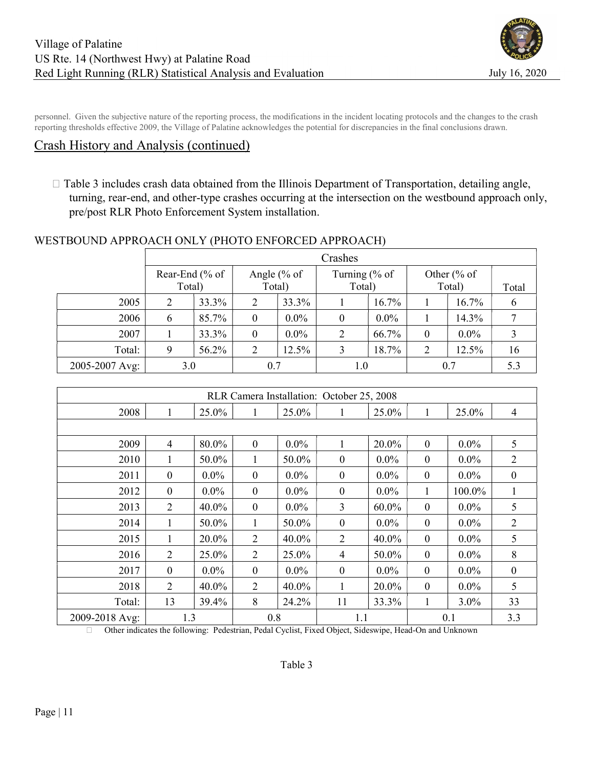personnel. Given the subjective nature of the reporting process, the modifications in the incident locating protocols and the changes to the crash reporting thresholds effective 2009, the Village of Palatine acknowledges the potential for discrepancies in the final conclusions drawn.

## Crash History and Analysis (continued)

- Table 3 includes crash data obtained from the Illinois Department of Transportation, detailing angle, turning, rear-end, and other-type crashes occurring at the intersection on the westbound approach only, pre/post RLR Photo Enforcement System installation.

WESTBOUND APPROACH ONLY (PHOTO ENFORCED APPROACH)

| | Crashes | | | | | | | | |
|---|---|---|---|---|---|---|---|---|---|
| | Rear-End (% of Total) | | Angle (% of Total) | | Turning (% of Total) | | Other (% of Total) | | Total |
| 2005 | 2 | 33.3% | 2 | 33.3% | 1 | 16.7% | 1 | 16.7% | 6 |
| 2006 | 6 | 85.7% | 0 | 0.0% | 0 | 0.0% | 1 | 14.3% | 7 |
| 2007 | 1 | 33.3% | 0 | 0.0% | 2 | 66.7% | 0 | 0.0% | 3 |
| Total: | 9 | 56.2% | 2 | 12.5% | 3 | 18.7% | 2 | 12.5% | 16 |
| 2005-2007 Avg: | 3.0 | | 0.7 | | 1.0 | | 0.7 | | 5.3 |
| RLR Camera Installation: October 25, 2008 | | | | | | | | | |
| 2008 | 1 | 25.0% | 1 | 25.0% | 1 | 25.0% | 1 | 25.0% | 4 |
| | | | | | | | | | |
| 2009 | 4 | 80.0% | 0 | 0.0% | 1 | 20.0% | 0 | 0.0% | 5 |
| 2010 | 1 | 50.0% | 1 | 50.0% | 0 | 0.0% | 0 | 0.0% | 2 |
| 2011 | 0 | 0.0% | 0 | 0.0% | 0 | 0.0% | 0 | 0.0% | 0 |
| 2012 | 0 | 0.0% | 0 | 0.0% | 0 | 0.0% | 1 | 100.0% | 1 |
| 2013 | 2 | 40.0% | 0 | 0.0% | 3 | 60.0% | 0 | 0.0% | 5 |
| 2014 | 1 | 50.0% | 1 | 50.0% | 0 | 0.0% | 0 | 0.0% | 2 |
| 2015 | 1 | 20.0% | 2 | 40.0% | 2 | 40.0% | 0 | 0.0% | 5 |
| 2016 | 2 | 25.0% | 2 | 25.0% | 4 | 50.0% | 0 | 0.0% | 8 |
| 2017 | 0 | 0.0% | 0 | 0.0% | 0 | 0.0% | 0 | 0.0% | 0 |
| 2018 | 2 | 40.0% | 2 | 40.0% | 1 | 20.0% | 0 | 0.0% | 5 |
| Total: | 13 | 39.4% | 8 | 24.2% | 11 | 33.3% | 1 | 3.0% | 33 |
| 2009-2018 Avg: | 1.3 | | 0.8 | | 1.1 | | 0.1 | | 3.3 |

- Other indicates the following: Pedestrian, Pedal Cyclist, Fixed Object, Sideswipe, Head-On and Unknown

Table 3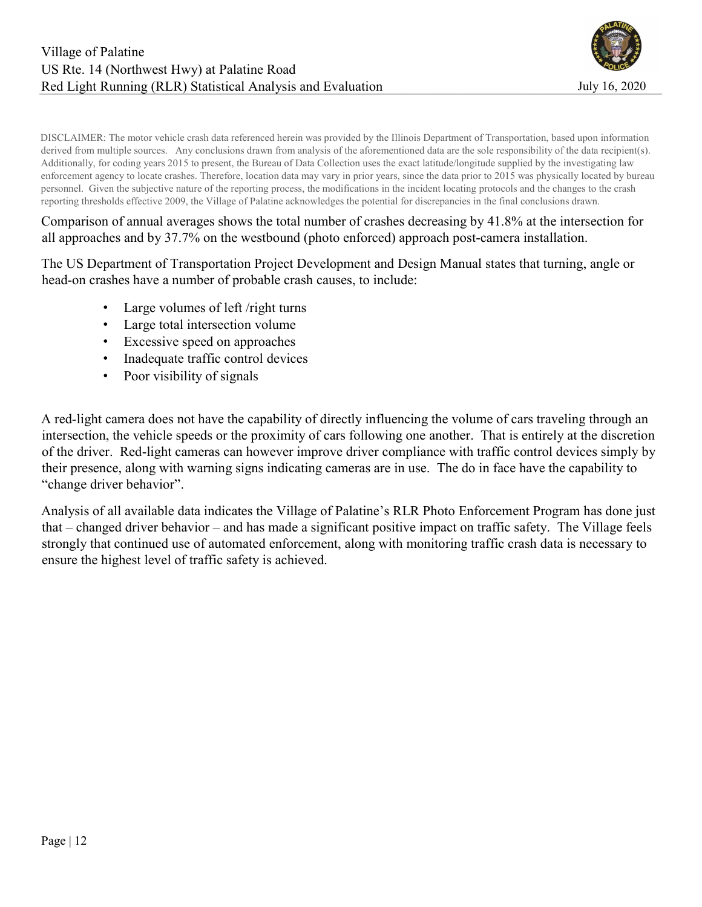DISCLAIMER: The motor vehicle crash data referenced herein was provided by the Illinois Department of Transportation, based upon information derived from multiple sources. Any conclusions drawn from analysis of the aforementioned data are the sole responsibility of the data recipient(s). Additionally, for coding years 2015 to present, the Bureau of Data Collection uses the exact latitude/longitude supplied by the investigating law enforcement agency to locate crashes. Therefore, location data may vary in prior years, since the data prior to 2015 was physically located by bureau personnel. Given the subjective nature of the reporting process, the modifications in the incident locating protocols and the changes to the crash reporting thresholds effective 2009, the Village of Palatine acknowledges the potential for discrepancies in the final conclusions drawn.

Comparison of annual averages shows the total number of crashes decreasing by 41.8% at the intersection for all approaches and by 37.7% on the westbound (photo enforced) approach post-camera installation.

The US Department of Transportation Project Development and Design Manual states that turning, angle or head-on crashes have a number of probable crash causes, to include:

- Large volumes of left /right turns
- Large total intersection volume
- Excessive speed on approaches
- Inadequate traffic control devices
- Poor visibility of signals

A red-light camera does not have the capability of directly influencing the volume of cars traveling through an intersection, the vehicle speeds or the proximity of cars following one another. That is entirely at the discretion of the driver. Red-light cameras can however improve driver compliance with traffic control devices simply by their presence, along with warning signs indicating cameras are in use. The do in face have the capability to "change driver behavior".

Analysis of all available data indicates the Village of Palatine's RLR Photo Enforcement Program has done just that – changed driver behavior – and has made a significant positive impact on traffic safety. The Village feels strongly that continued use of automated enforcement, along with monitoring traffic crash data is necessary to ensure the highest level of traffic safety is achieved.